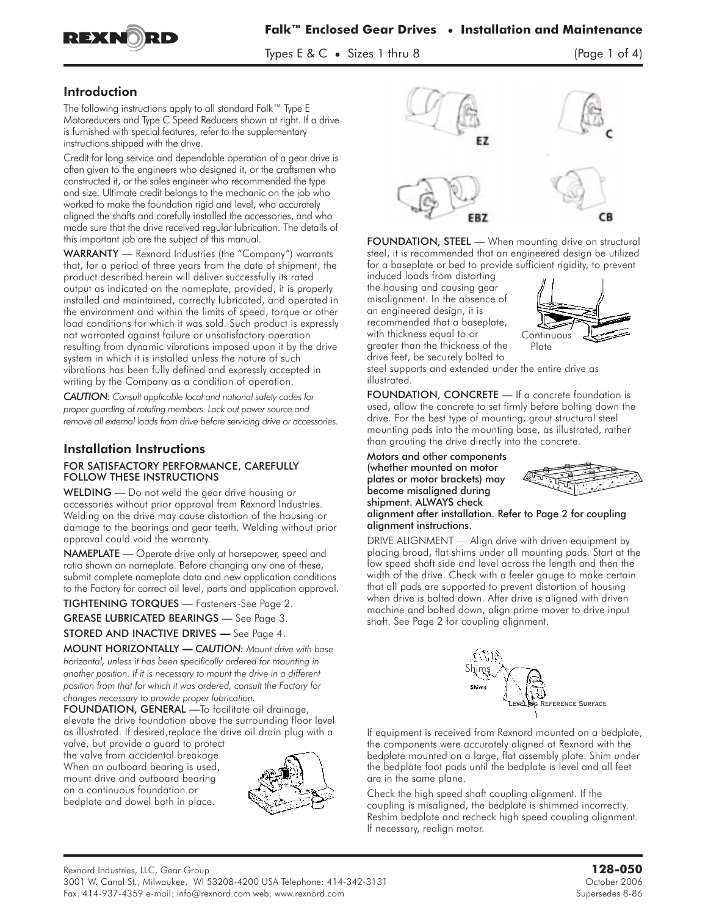# Falk™ Enclosed Gear Drives • Installation and Maintenance

Types E & C • Sizes 1 thru 8

## Introduction

The following instructions apply to all standard Falk™ Type E Motoreducers and Type C Speed Reducers shown at right. If a drive is furnished with special features, refer to the supplementary instructions shipped with the drive.

Credit for long service and dependable operation of a gear drive is often given to the engineers who designed it, or the craftsmen who constructed it, or the sales engineer who recommended the type and size. Ultimate credit belongs to the mechanic on the job who worked to make the foundation rigid and level, who accurately aligned the shafts and carefully installed the accessories, and who made sure that the drive received regular lubrication. The details of this important job are the subject of this manual.

**WARRANTY** — Rexnord Industries (the "Company") warrants that, for a period of three years from the date of shipment, the product described herein will deliver successfully its rated output as indicated on the nameplate, provided, it is properly installed and maintained, correctly lubricated, and operated in the environment and within the limits of speed, torque or other load conditions for which it was sold. Such product is expressly not warranted against failure or unsatisfactory operation resulting from dynamic vibrations imposed upon it by the drive system in which it is installed unless the nature of such vibrations has been fully defined and expressly accepted in writing by the Company as a condition of operation.

*CAUTION: Consult applicable local and national safety codes for proper guarding of rotating members. Lock out power source and remove all external loads from drive before servicing drive or accessories.*

## Installation Instructions

**FOR SATISFACTORY PERFORMANCE, CAREFULLY FOLLOW THESE INSTRUCTIONS**

**WELDING** — Do not weld the gear drive housing or accessories without prior approval from Rexnord Industries. Welding on the drive may cause distortion of the housing or damage to the bearings and gear teeth. Welding without prior approval could void the warranty.

**NAMEPLATE** — Operate drive only at horsepower, speed and ratio shown on nameplate. Before changing any one of these, submit complete nameplate data and new application conditions to the Factory for correct oil level, parts and application approval.

**TIGHTENING TORQUES** — Fasteners-See Page 2.

**GREASE LUBRICATED BEARINGS** — See Page 3.

**STORED AND INACTIVE DRIVES** — See Page 4.

**MOUNT HORIZONTALLY** — *CAUTION: Mount drive with base horizontal, unless it has been specifically ordered for mounting in another position. If it is necessary to mount the drive in a different position from that for which it was ordered, consult the Factory for changes necessary to provide proper lubrication.*

**FOUNDATION, GENERAL** —To facilitate oil drainage, elevate the drive foundation above the surrounding floor level as illustrated. If desired,replace the drive oil drain plug with a valve, but provide a guard to protect the valve from accidental breakage. When an outboard bearing is used, mount drive and outboard bearing on a continuous foundation or bedplate and dowel both in place.

EZ C EBZ CB

**FOUNDATION, STEEL** — When mounting drive on structural steel, it is recommended that an engineered design be utilized for a baseplate or bed to provide sufficient rigidity, to prevent induced loads from distorting the housing and causing gear misalignment. In the absence of an engineered design, it is recommended that a baseplate, with thickness equal to or greater than the thickness of the drive feet, be securely bolted to steel supports and extended under the entire drive as illustrated.

Continuous Plate

**FOUNDATION, CONCRETE** — If a concrete foundation is used, allow the concrete to set firmly before bolting down the drive. For the best type of mounting, grout structural steel mounting pads into the mounting base, as illustrated, rather than grouting the drive directly into the concrete.

**Motors and other components (whether mounted on motor plates or motor brackets) may become misaligned during shipment. ALWAYS check alignment after installation. Refer to Page 2 for coupling alignment instructions.**

DRIVE ALIGNMENT — Align drive with driven equipment by placing broad, flat shims under all mounting pads. Start at the low speed shaft side and level across the length and then the width of the drive. Check with a feeler gauge to make certain that all pads are supported to prevent distortion of housing when drive is bolted down. After drive is aligned with driven machine and bolted down, align prime mover to drive input shaft. See Page 2 for coupling alignment.

Shims

Shims

Leveling Reference Surface

If equipment is received from Rexnord mounted on a bedplate, the components were accurately aligned at Rexnord with the bedplate mounted on a large, flat assembly plate. Shim under the bedplate foot pads until the bedplate is level and all feet are in the same plane.

Check the high speed shaft coupling alignment. If the coupling is misaligned, the bedplate is shimmed incorrectly. Reshim bedplate and recheck high speed coupling alignment. If necessary, realign motor.

Rexnord Industries, LLC, Gear Group
3001 W. Canal St., Milwaukee, WI 53208-4200 USA Telephone: 414-342-3131
Fax: 414-937-4359 e-mail: info@rexnord.com web: www.rexnord.com

**128-050**
October 2006
Supersedes 8-86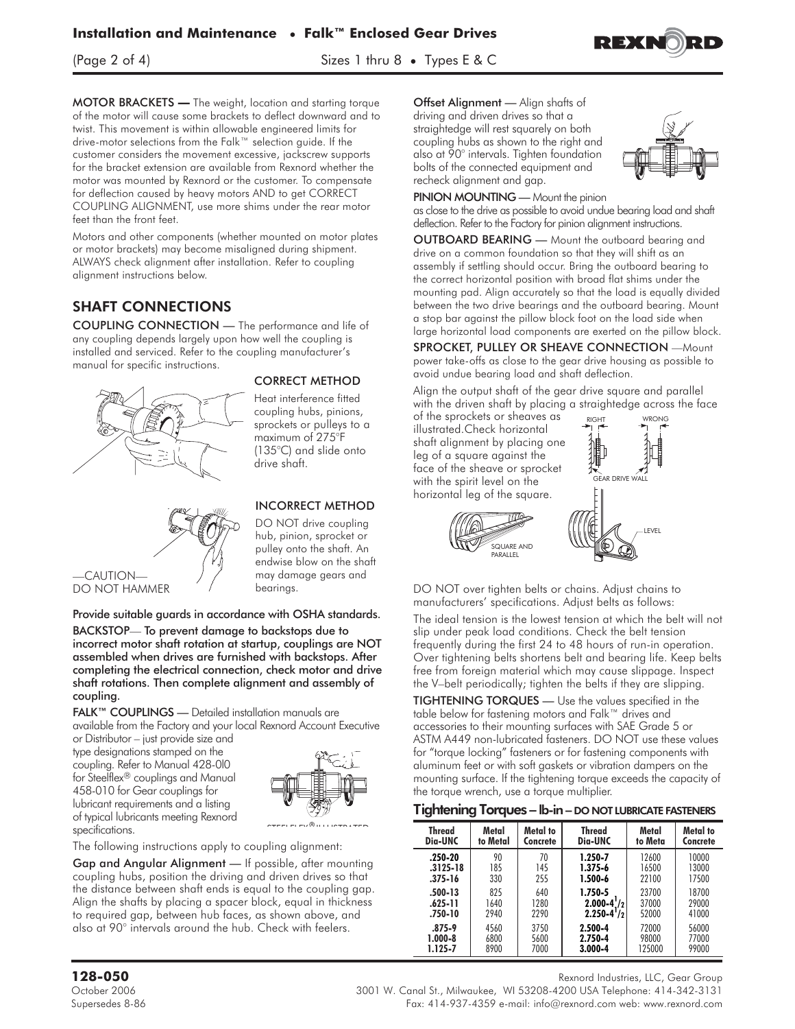**MOTOR BRACKETS —** The weight, location and starting torque of the motor will cause some brackets to deflect downward and to twist. This movement is within allowable engineered limits for drive-motor selections from the Falk™ selection guide. If the customer considers the movement excessive, jackscrew supports for the bracket extension are available from Rexnord whether the motor was mounted by Rexnord or the customer. To compensate for deflection caused by heavy motors AND to get CORRECT COUPLING ALIGNMENT, use more shims under the rear motor feet than the front feet.

Motors and other components (whether mounted on motor plates or motor brackets) may become misaligned during shipment. ALWAYS check alignment after installation. Refer to coupling alignment instructions below.

## SHAFT CONNECTIONS

**COUPLING CONNECTION** — The performance and life of any coupling depends largely upon how well the coupling is installed and serviced. Refer to the coupling manufacturer's manual for specific instructions.

**CORRECT METHOD**

Heat interference fitted coupling hubs, pinions, sprockets or pulleys to a maximum of 275°F (135°C) and slide onto drive shaft.

**INCORRECT METHOD**

DO NOT drive coupling hub, pinion, sprocket or pulley onto the shaft. An endwise blow on the shaft may damage gears and bearings.

—CAUTION—
DO NOT HAMMER

**Provide suitable guards in accordance with OSHA standards.**

**BACKSTOP— To prevent damage to backstops due to incorrect motor shaft rotation at startup, couplings are NOT assembled when drives are furnished with backstops. After completing the electrical connection, check motor and drive shaft rotations. Then complete alignment and assembly of coupling.**

**FALK™ COUPLINGS** — Detailed installation manuals are available from the Factory and your local Rexnord Account Executive or Distributor – just provide size and type designations stamped on the coupling. Refer to Manual 428-010 for Steelflex® couplings and Manual 458-010 for Gear couplings for lubricant requirements and a listing of typical lubricants meeting Rexnord specifications.

STEELFLEX® ILLUSTRATED

The following instructions apply to coupling alignment:

**Gap and Angular Alignment** — If possible, after mounting coupling hubs, position the driving and driven drives so that the distance between shaft ends is equal to the coupling gap. Align the shafts by placing a spacer block, equal in thickness to required gap, between hub faces, as shown above, and also at 90° intervals around the hub. Check with feelers.

**Offset Alignment** — Align shafts of driving and driven drives so that a straightedge will rest squarely on both coupling hubs as shown to the right and also at 90° intervals. Tighten foundation bolts of the connected equipment and recheck alignment and gap.

**PINION MOUNTING** — Mount the pinion as close to the drive as possible to avoid undue bearing load and shaft deflection. Refer to the Factory for pinion alignment instructions.

**OUTBOARD BEARING** — Mount the outboard bearing and drive on a common foundation so that they will shift as an assembly if settling should occur. Bring the outboard bearing to the correct horizontal position with broad flat shims under the mounting pad. Align accurately so that the load is equally divided between the two drive bearings and the outboard bearing. Mount a stop bar against the pillow block foot on the load side when large horizontal load components are exerted on the pillow block.

**SPROCKET, PULLEY OR SHEAVE CONNECTION** —Mount power take-offs as close to the gear drive housing as possible to avoid undue bearing load and shaft deflection.

Align the output shaft of the gear drive square and parallel with the driven shaft by placing a straightedge across the face of the sprockets or sheaves as illustrated. Check horizontal shaft alignment by placing one leg of a square against the face of the sheave or sprocket with the spirit level on the horizontal leg of the square.

RIGHT WRONG

GEAR DRIVE WALL

SQUARE AND PARALLEL

LEVEL

DO NOT over tighten belts or chains. Adjust chains to manufacturers' specifications. Adjust belts as follows:

The ideal tension is the lowest tension at which the belt will not slip under peak load conditions. Check the belt tension frequently during the first 24 to 48 hours of run-in operation. Over tightening belts shortens belt and bearing life. Keep belts free from foreign material which may cause slippage. Inspect the V–belt periodically; tighten the belts if they are slipping.

**TIGHTENING TORQUES** — Use the values specified in the table below for fastening motors and Falk™ drives and accessories to their mounting surfaces with SAE Grade 5 or ASTM A449 non-lubricated fasteners. DO NOT use these values for "torque locking" fasteners or for fastening components with aluminum feet or with soft gaskets or vibration dampers on the mounting surface. If the tightening torque exceeds the capacity of the torque wrench, use a torque multiplier.

### Tightening Torques – lb-in – DO NOT LUBRICATE FASTENERS

| Thread Dia-UNC | Metal to Metal | Metal to Concrete | Thread Dia-UNC | Metal to Meta | Metal to Concrete |
|---|---|---|---|---|---|
| .250-20 | 90 | 70 | 1.250-7 | 12600 | 10000 |
| .3125-18 | 185 | 145 | 1.375-6 | 16500 | 13000 |
| .375-16 | 330 | 255 | 1.500-6 | 22100 | 17500 |
| .500-13 | 825 | 640 | 1.750-5 | 23700 | 18700 |
| .625-11 | 1640 | 1280 | 2.000-4 1/2 | 37000 | 29000 |
| .750-10 | 2940 | 2290 | 2.250-4 1/2 | 52000 | 41000 |
| .875-9 | 4560 | 3750 | 2.500-4 | 72000 | 56000 |
| 1.000-8 | 6800 | 5600 | 2.750-4 | 98000 | 77000 |
| 1.125-7 | 8900 | 7000 | 3.000-4 | 125000 | 99000 |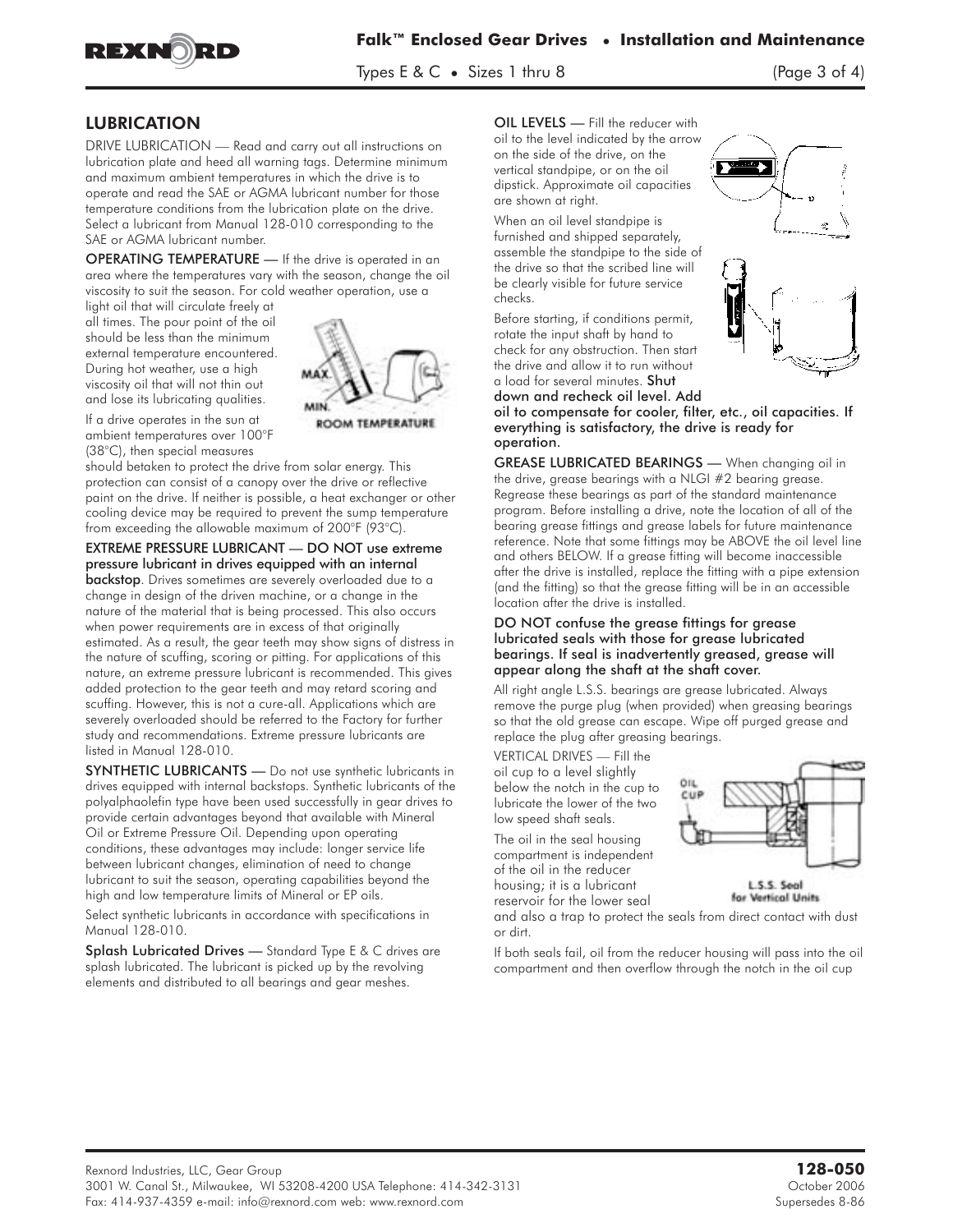## LUBRICATION

DRIVE LUBRICATION — Read and carry out all instructions on lubrication plate and heed all warning tags. Determine minimum and maximum ambient temperatures in which the drive is to operate and read the SAE or AGMA lubricant number for those temperature conditions from the lubrication plate on the drive. Select a lubricant from Manual 128-010 corresponding to the SAE or AGMA lubricant number.

**OPERATING TEMPERATURE** — If the drive is operated in an area where the temperatures vary with the season, change the oil viscosity to suit the season. For cold weather operation, use a light oil that will circulate freely at all times. The pour point of the oil should be less than the minimum external temperature encountered. During hot weather, use a high viscosity oil that will not thin out and lose its lubricating qualities.

If a drive operates in the sun at ambient temperatures over 100°F (38°C), then special measures should betaken to protect the drive from solar energy. This protection can consist of a canopy over the drive or reflective paint on the drive. If neither is possible, a heat exchanger or other cooling device may be required to prevent the sump temperature from exceeding the allowable maximum of 200°F (93°C).

**EXTREME PRESSURE LUBRICANT — DO NOT use extreme pressure lubricant in drives equipped with an internal backstop**. Drives sometimes are severely overloaded due to a change in design of the driven machine, or a change in the nature of the material that is being processed. This also occurs when power requirements are in excess of that originally estimated. As a result, the gear teeth may show signs of distress in the nature of scuffing, scoring or pitting. For applications of this nature, an extreme pressure lubricant is recommended. This gives added protection to the gear teeth and may retard scoring and scuffing. However, this is not a cure-all. Applications which are severely overloaded should be referred to the Factory for further study and recommendations. Extreme pressure lubricants are listed in Manual 128-010.

**SYNTHETIC LUBRICANTS** — Do not use synthetic lubricants in drives equipped with internal backstops. Synthetic lubricants of the polyalphaolefin type have been used successfully in gear drives to provide certain advantages beyond that available with Mineral Oil or Extreme Pressure Oil. Depending upon operating conditions, these advantages may include: longer service life between lubricant changes, elimination of need to change lubricant to suit the season, operating capabilities beyond the high and low temperature limits of Mineral or EP oils.

Select synthetic lubricants in accordance with specifications in Manual 128-010.

**Splash Lubricated Drives** — Standard Type E & C drives are splash lubricated. The lubricant is picked up by the revolving elements and distributed to all bearings and gear meshes.

**OIL LEVELS** — Fill the reducer with oil to the level indicated by the arrow on the side of the drive, on the vertical standpipe, or on the oil dipstick. Approximate oil capacities are shown at right.

When an oil level standpipe is furnished and shipped separately, assemble the standpipe to the side of the drive so that the scribed line will be clearly visible for future service checks.

Before starting, if conditions permit, rotate the input shaft by hand to check for any obstruction. Then start the drive and allow it to run without a load for several minutes. **Shut down and recheck oil level. Add oil to compensate for cooler, filter, etc., oil capacities. If everything is satisfactory, the drive is ready for operation.**

**GREASE LUBRICATED BEARINGS** — When changing oil in the drive, grease bearings with a NLGI #2 bearing grease. Regrease these bearings as part of the standard maintenance program. Before installing a drive, note the location of all of the bearing grease fittings and grease labels for future maintenance reference. Note that some fittings may be ABOVE the oil level line and others BELOW. If a grease fitting will become inaccessible after the drive is installed, replace the fitting with a pipe extension (and the fitting) so that the grease fitting will be in an accessible location after the drive is installed.

**DO NOT confuse the grease fittings for grease lubricated seals with those for grease lubricated bearings. If seal is inadvertently greased, grease will appear along the shaft at the shaft cover.**

All right angle L.S.S. bearings are grease lubricated. Always remove the purge plug (when provided) when greasing bearings so that the old grease can escape. Wipe off purged grease and replace the plug after greasing bearings.

VERTICAL DRIVES — Fill the oil cup to a level slightly below the notch in the cup to lubricate the lower of the two low speed shaft seals.

The oil in the seal housing compartment is independent of the oil in the reducer housing; it is a lubricant reservoir for the lower seal and also a trap to protect the seals from direct contact with dust or dirt.

L.S.S. Seal for Vertical Units

If both seals fail, oil from the reducer housing will pass into the oil compartment and then overflow through the notch in the oil cup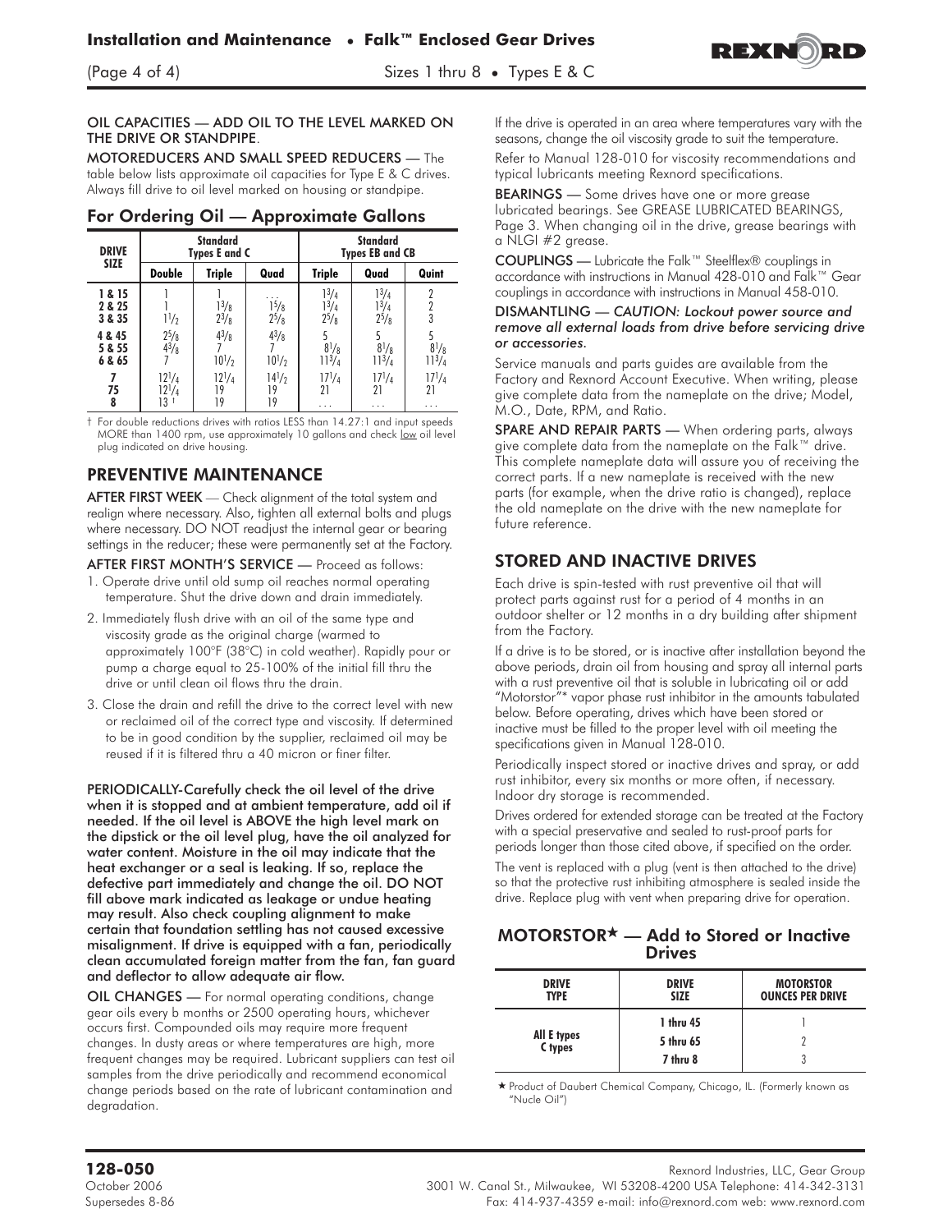OIL CAPACITIES — ADD OIL TO THE LEVEL MARKED ON THE DRIVE OR STANDPIPE.

**MOTOREDUCERS AND SMALL SPEED REDUCERS** — The table below lists approximate oil capacities for Type E & C drives. Always fill drive to oil level marked on housing or standpipe.

## For Ordering Oil — Approximate Gallons

| DRIVE SIZE | Standard Types E and C | | | Standard Types EB and CB | | |
|---|---|---|---|---|---|---|
| | Double | Triple | Quad | Triple | Quad | Quint |
| 1 & 15 | 1 | 1 | . . . | 1 3/4 | 1 3/4 | 2 |
| 2 & 25 | 1 | 1 3/8 | 1 5/8 | 1 3/4 | 1 3/4 | 2 |
| 3 & 35 | 1 1/2 | 2 3/8 | 2 5/8 | 2 5/8 | 2 5/8 | 3 |
| 4 & 45 | 2 5/8 | 4 3/8 | 4 3/8 | 5 | 5 | 5 |
| 5 & 55 | 4 3/8 | 7 | 7 | 8 1/8 | 8 1/8 | 8 1/8 |
| 6 & 65 | 7 | 10 1/2 | 10 1/2 | 11 3/4 | 11 3/4 | 11 3/4 |
| 7 | 12 1/4 | 12 1/4 | 14 1/2 | 17 1/4 | 17 1/4 | 17 1/4 |
| 75 | 12 1/4 | 19 | 19 | 21 | 21 | 21 |
| 8 | 13 † | 19 | 19 | . . . | . . . | . . . |

† For double reductions drives with ratios LESS than 14.27:1 and input speeds MORE than 1400 rpm, use approximately 10 gallons and check low oil level plug indicated on drive housing.

## PREVENTIVE MAINTENANCE

**AFTER FIRST WEEK** — Check alignment of the total system and realign where necessary. Also, tighten all external bolts and plugs where necessary. DO NOT readjust the internal gear or bearing settings in the reducer; these were permanently set at the Factory.

**AFTER FIRST MONTH'S SERVICE** — Proceed as follows:

1. Operate drive until old sump oil reaches normal operating temperature. Shut the drive down and drain immediately.
2. Immediately flush drive with an oil of the same type and viscosity grade as the original charge (warmed to approximately 100°F (38°C) in cold weather). Rapidly pour or pump a charge equal to 25-100% of the initial fill thru the drive or until clean oil flows thru the drain.
3. Close the drain and refill the drive to the correct level with new or reclaimed oil of the correct type and viscosity. If determined to be in good condition by the supplier, reclaimed oil may be reused if it is filtered thru a 40 micron or finer filter.

**PERIODICALLY-Carefully check the oil level of the drive when it is stopped and at ambient temperature, add oil if needed. If the oil level is ABOVE the high level mark on the dipstick or the oil level plug, have the oil analyzed for water content. Moisture in the oil may indicate that the heat exchanger or a seal is leaking. If so, replace the defective part immediately and change the oil. DO NOT fill above mark indicated as leakage or undue heating may result. Also check coupling alignment to make certain that foundation settling has not caused excessive misalignment. If drive is equipped with a fan, periodically clean accumulated foreign matter from the fan, fan guard and deflector to allow adequate air flow.**

**OIL CHANGES** — For normal operating conditions, change gear oils every 6 months or 2500 operating hours, whichever occurs first. Compounded oils may require more frequent changes. In dusty areas or where temperatures are high, more frequent changes may be required. Lubricant suppliers can test oil samples from the drive periodically and recommend economical change periods based on the rate of lubricant contamination and degradation.

If the drive is operated in an area where temperatures vary with the seasons, change the oil viscosity grade to suit the temperature.

Refer to Manual 128-010 for viscosity recommendations and typical lubricants meeting Rexnord specifications.

**BEARINGS** — Some drives have one or more grease lubricated bearings. See GREASE LUBRICATED BEARINGS, Page 3. When changing oil in the drive, grease bearings with a NLGI #2 grease.

**COUPLINGS** — Lubricate the Falk™ Steelflex® couplings in accordance with instructions in Manual 428-010 and Falk™ Gear couplings in accordance with instructions in Manual 458-010.

**DISMANTLING** — *CAUTION: Lockout power source and remove all external loads from drive before servicing drive or accessories.*

Service manuals and parts guides are available from the Factory and Rexnord Account Executive. When writing, please give complete data from the nameplate on the drive; Model, M.O., Date, RPM, and Ratio.

**SPARE AND REPAIR PARTS** — When ordering parts, always give complete data from the nameplate on the Falk™ drive. This complete nameplate data will assure you of receiving the correct parts. If a new nameplate is received with the new parts (for example, when the drive ratio is changed), replace the old nameplate on the drive with the new nameplate for future reference.

## STORED AND INACTIVE DRIVES

Each drive is spin-tested with rust preventive oil that will protect parts against rust for a period of 4 months in an outdoor shelter or 12 months in a dry building after shipment from the Factory.

If a drive is to be stored, or is inactive after installation beyond the above periods, drain oil from housing and spray all internal parts with a rust preventive oil that is soluble in lubricating oil or add "Motorstor"* vapor phase rust inhibitor in the amounts tabulated below. Before operating, drives which have been stored or inactive must be filled to the proper level with oil meeting the specifications given in Manual 128-010.

Periodically inspect stored or inactive drives and spray, or add rust inhibitor, every six months or more often, if necessary. Indoor dry storage is recommended.

Drives ordered for extended storage can be treated at the Factory with a special preservative and sealed to rust-proof parts for periods longer than those cited above, if specified on the order.

The vent is replaced with a plug (vent is then attached to the drive) so that the protective rust inhibiting atmosphere is sealed inside the drive. Replace plug with vent when preparing drive for operation.

## MOTORSTOR★ — Add to Stored or Inactive Drives

| DRIVE TYPE | DRIVE SIZE | MOTORSTOR OUNCES PER DRIVE |
|---|---|---|
| All E types C types | 1 thru 45 | 1 |
| | 5 thru 65 | 2 |
| | 7 thru 8 | 3 |

★ Product of Daubert Chemical Company, Chicago, IL. (Formerly known as "Nucle Oil")

**128-050**
October 2006
Supersedes 8-86

Rexnord Industries, LLC, Gear Group
3001 W. Canal St., Milwaukee, WI 53208-4200 USA Telephone: 414-342-3131
Fax: 414-937-4359 e-mail: info@rexnord.com web: www.rexnord.com